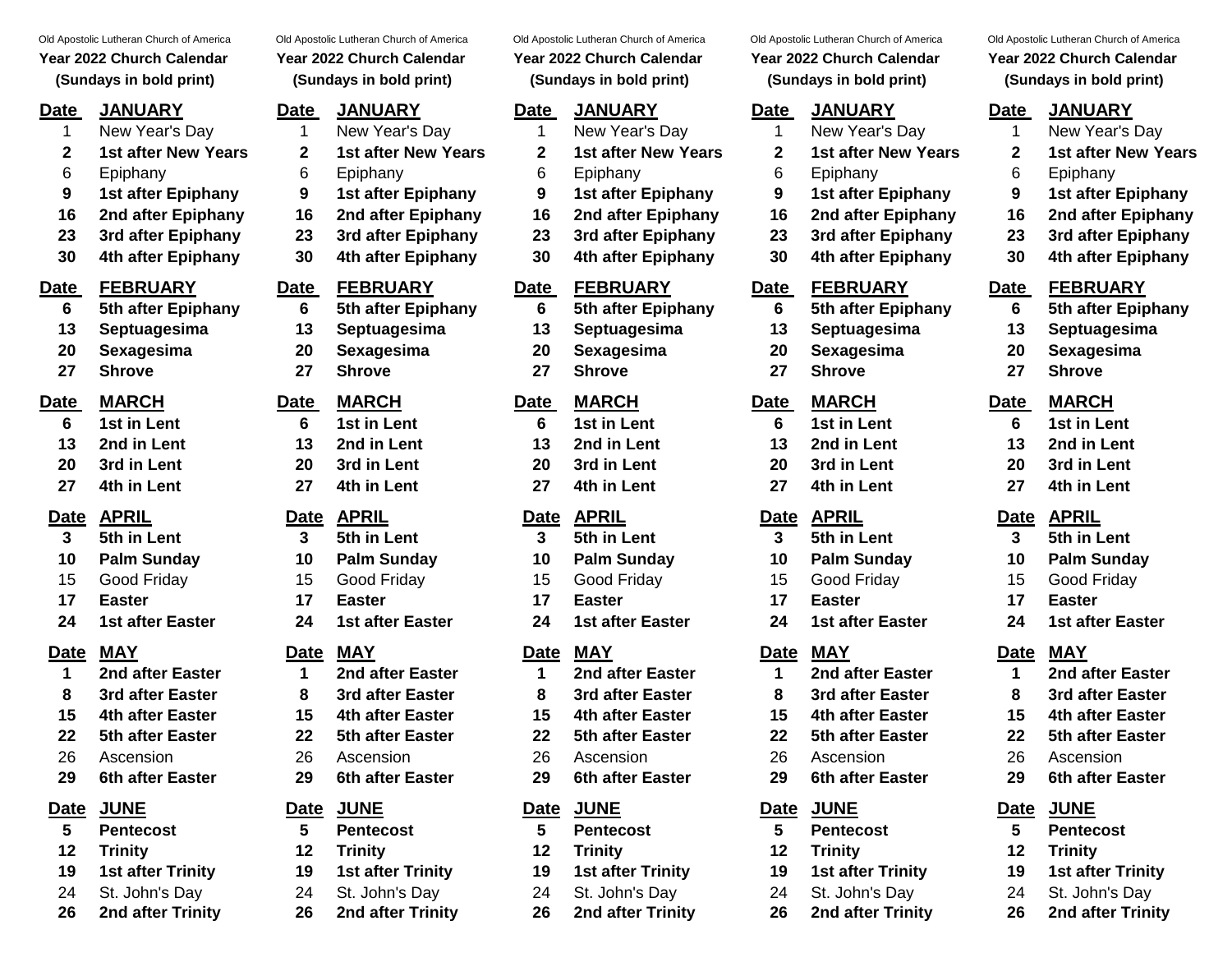Old Apostolic Lutheran Church of America

**Year 2022 Church Calendar**

**(Sundays in bold print)**

| Date | JANUARY |
| --- | --- |
| 1 | New Year's Day |
| **2** | **1st after New Years** |
| 6 | Epiphany |
| **9** | **1st after Epiphany** |
| **16** | **2nd after Epiphany** |
| **23** | **3rd after Epiphany** |
| **30** | **4th after Epiphany** |

| Date | FEBRUARY |
| --- | --- |
| **6** | **5th after Epiphany** |
| **13** | **Septuagesima** |
| **20** | **Sexagesima** |
| **27** | **Shrove** |

| Date | MARCH |
| --- | --- |
| **6** | **1st in Lent** |
| **13** | **2nd in Lent** |
| **20** | **3rd in Lent** |
| **27** | **4th in Lent** |

| Date | APRIL |
| --- | --- |
| **3** | **5th in Lent** |
| **10** | **Palm Sunday** |
| 15 | Good Friday |
| **17** | **Easter** |
| **24** | **1st after Easter** |

| Date | MAY |
| --- | --- |
| **1** | **2nd after Easter** |
| **8** | **3rd after Easter** |
| **15** | **4th after Easter** |
| **22** | **5th after Easter** |
| 26 | Ascension |
| **29** | **6th after Easter** |

| Date | JUNE |
| --- | --- |
| **5** | **Pentecost** |
| **12** | **Trinity** |
| **19** | **1st after Trinity** |
| 24 | St. John's Day |
| **26** | **2nd after Trinity** |

Old Apostolic Lutheran Church of America

**Year 2022 Church Calendar**

**(Sundays in bold print)**

| Date | JANUARY |
| --- | --- |
| 1 | New Year's Day |
| **2** | **1st after New Years** |
| 6 | Epiphany |
| **9** | **1st after Epiphany** |
| **16** | **2nd after Epiphany** |
| **23** | **3rd after Epiphany** |
| **30** | **4th after Epiphany** |

| Date | FEBRUARY |
| --- | --- |
| **6** | **5th after Epiphany** |
| **13** | **Septuagesima** |
| **20** | **Sexagesima** |
| **27** | **Shrove** |

| Date | MARCH |
| --- | --- |
| **6** | **1st in Lent** |
| **13** | **2nd in Lent** |
| **20** | **3rd in Lent** |
| **27** | **4th in Lent** |

| Date | APRIL |
| --- | --- |
| **3** | **5th in Lent** |
| **10** | **Palm Sunday** |
| 15 | Good Friday |
| **17** | **Easter** |
| **24** | **1st after Easter** |

| Date | MAY |
| --- | --- |
| **1** | **2nd after Easter** |
| **8** | **3rd after Easter** |
| **15** | **4th after Easter** |
| **22** | **5th after Easter** |
| 26 | Ascension |
| **29** | **6th after Easter** |

| Date | JUNE |
| --- | --- |
| **5** | **Pentecost** |
| **12** | **Trinity** |
| **19** | **1st after Trinity** |
| 24 | St. John's Day |
| **26** | **2nd after Trinity** |

Old Apostolic Lutheran Church of America

**Year 2022 Church Calendar**

**(Sundays in bold print)**

| Date | JANUARY |
| --- | --- |
| 1 | New Year's Day |
| **2** | **1st after New Years** |
| 6 | Epiphany |
| **9** | **1st after Epiphany** |
| **16** | **2nd after Epiphany** |
| **23** | **3rd after Epiphany** |
| **30** | **4th after Epiphany** |

| Date | FEBRUARY |
| --- | --- |
| **6** | **5th after Epiphany** |
| **13** | **Septuagesima** |
| **20** | **Sexagesima** |
| **27** | **Shrove** |

| Date | MARCH |
| --- | --- |
| **6** | **1st in Lent** |
| **13** | **2nd in Lent** |
| **20** | **3rd in Lent** |
| **27** | **4th in Lent** |

| Date | APRIL |
| --- | --- |
| **3** | **5th in Lent** |
| **10** | **Palm Sunday** |
| 15 | Good Friday |
| **17** | **Easter** |
| **24** | **1st after Easter** |

| Date | MAY |
| --- | --- |
| **1** | **2nd after Easter** |
| **8** | **3rd after Easter** |
| **15** | **4th after Easter** |
| **22** | **5th after Easter** |
| 26 | Ascension |
| **29** | **6th after Easter** |

| Date | JUNE |
| --- | --- |
| **5** | **Pentecost** |
| **12** | **Trinity** |
| **19** | **1st after Trinity** |
| 24 | St. John's Day |
| **26** | **2nd after Trinity** |

Old Apostolic Lutheran Church of America

**Year 2022 Church Calendar**

**(Sundays in bold print)**

| Date | JANUARY |
| --- | --- |
| 1 | New Year's Day |
| **2** | **1st after New Years** |
| 6 | Epiphany |
| **9** | **1st after Epiphany** |
| **16** | **2nd after Epiphany** |
| **23** | **3rd after Epiphany** |
| **30** | **4th after Epiphany** |

| Date | FEBRUARY |
| --- | --- |
| **6** | **5th after Epiphany** |
| **13** | **Septuagesima** |
| **20** | **Sexagesima** |
| **27** | **Shrove** |

| Date | MARCH |
| --- | --- |
| **6** | **1st in Lent** |
| **13** | **2nd in Lent** |
| **20** | **3rd in Lent** |
| **27** | **4th in Lent** |

| Date | APRIL |
| --- | --- |
| **3** | **5th in Lent** |
| **10** | **Palm Sunday** |
| 15 | Good Friday |
| **17** | **Easter** |
| **24** | **1st after Easter** |

| Date | MAY |
| --- | --- |
| **1** | **2nd after Easter** |
| **8** | **3rd after Easter** |
| **15** | **4th after Easter** |
| **22** | **5th after Easter** |
| 26 | Ascension |
| **29** | **6th after Easter** |

| Date | JUNE |
| --- | --- |
| **5** | **Pentecost** |
| **12** | **Trinity** |
| **19** | **1st after Trinity** |
| 24 | St. John's Day |
| **26** | **2nd after Trinity** |

Old Apostolic Lutheran Church of America

**Year 2022 Church Calendar**

**(Sundays in bold print)**

| Date | JANUARY |
| --- | --- |
| 1 | New Year's Day |
| **2** | **1st after New Years** |
| 6 | Epiphany |
| **9** | **1st after Epiphany** |
| **16** | **2nd after Epiphany** |
| **23** | **3rd after Epiphany** |
| **30** | **4th after Epiphany** |

| Date | FEBRUARY |
| --- | --- |
| **6** | **5th after Epiphany** |
| **13** | **Septuagesima** |
| **20** | **Sexagesima** |
| **27** | **Shrove** |

| Date | MARCH |
| --- | --- |
| **6** | **1st in Lent** |
| **13** | **2nd in Lent** |
| **20** | **3rd in Lent** |
| **27** | **4th in Lent** |

| Date | APRIL |
| --- | --- |
| **3** | **5th in Lent** |
| **10** | **Palm Sunday** |
| 15 | Good Friday |
| **17** | **Easter** |
| **24** | **1st after Easter** |

| Date | MAY |
| --- | --- |
| **1** | **2nd after Easter** |
| **8** | **3rd after Easter** |
| **15** | **4th after Easter** |
| **22** | **5th after Easter** |
| 26 | Ascension |
| **29** | **6th after Easter** |

| Date | JUNE |
| --- | --- |
| **5** | **Pentecost** |
| **12** | **Trinity** |
| **19** | **1st after Trinity** |
| 24 | St. John's Day |
| **26** | **2nd after Trinity** |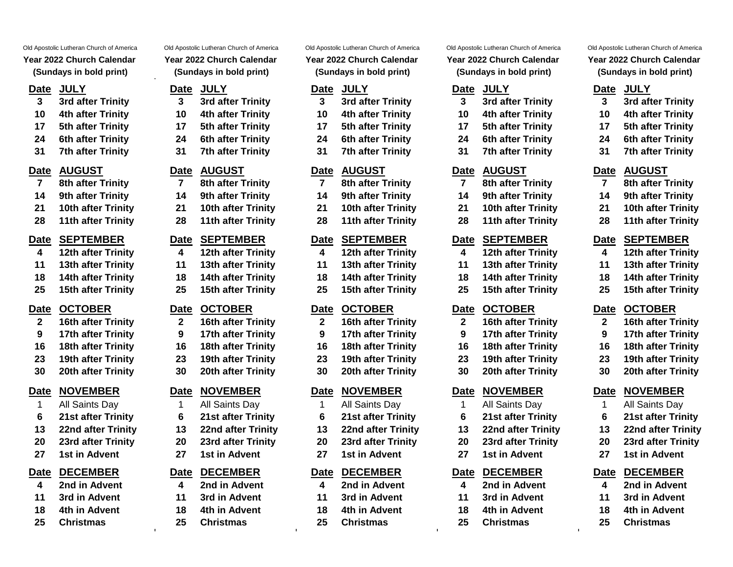Old Apostolic Lutheran Church of America

**Year 2022 Church Calendar**

**(Sundays in bold print)**

| Date | JULY |
|---|---|
| **3** | **3rd after Trinity** |
| **10** | **4th after Trinity** |
| **17** | **5th after Trinity** |
| **24** | **6th after Trinity** |
| **31** | **7th after Trinity** |

| Date | AUGUST |
|---|---|
| **7** | **8th after Trinity** |
| **14** | **9th after Trinity** |
| **21** | **10th after Trinity** |
| **28** | **11th after Trinity** |

| Date | SEPTEMBER |
|---|---|
| **4** | **12th after Trinity** |
| **11** | **13th after Trinity** |
| **18** | **14th after Trinity** |
| **25** | **15th after Trinity** |

| Date | OCTOBER |
|---|---|
| **2** | **16th after Trinity** |
| **9** | **17th after Trinity** |
| **16** | **18th after Trinity** |
| **23** | **19th after Trinity** |
| **30** | **20th after Trinity** |

| Date | NOVEMBER |
|---|---|
| 1 | All Saints Day |
| **6** | **21st after Trinity** |
| **13** | **22nd after Trinity** |
| **20** | **23rd after Trinity** |
| **27** | **1st in Advent** |

| Date | DECEMBER |
|---|---|
| **4** | **2nd in Advent** |
| **11** | **3rd in Advent** |
| **18** | **4th in Advent** |
| **25** | **Christmas** |

Old Apostolic Lutheran Church of America

**Year 2022 Church Calendar**

**(Sundays in bold print)**

| Date | JULY |
|---|---|
| **3** | **3rd after Trinity** |
| **10** | **4th after Trinity** |
| **17** | **5th after Trinity** |
| **24** | **6th after Trinity** |
| **31** | **7th after Trinity** |

| Date | AUGUST |
|---|---|
| **7** | **8th after Trinity** |
| **14** | **9th after Trinity** |
| **21** | **10th after Trinity** |
| **28** | **11th after Trinity** |

| Date | SEPTEMBER |
|---|---|
| **4** | **12th after Trinity** |
| **11** | **13th after Trinity** |
| **18** | **14th after Trinity** |
| **25** | **15th after Trinity** |

| Date | OCTOBER |
|---|---|
| **2** | **16th after Trinity** |
| **9** | **17th after Trinity** |
| **16** | **18th after Trinity** |
| **23** | **19th after Trinity** |
| **30** | **20th after Trinity** |

| Date | NOVEMBER |
|---|---|
| 1 | All Saints Day |
| **6** | **21st after Trinity** |
| **13** | **22nd after Trinity** |
| **20** | **23rd after Trinity** |
| **27** | **1st in Advent** |

| Date | DECEMBER |
|---|---|
| **4** | **2nd in Advent** |
| **11** | **3rd in Advent** |
| **18** | **4th in Advent** |
| **25** | **Christmas** |

Old Apostolic Lutheran Church of America

**Year 2022 Church Calendar**

**(Sundays in bold print)**

| Date | JULY |
|---|---|
| **3** | **3rd after Trinity** |
| **10** | **4th after Trinity** |
| **17** | **5th after Trinity** |
| **24** | **6th after Trinity** |
| **31** | **7th after Trinity** |

| Date | AUGUST |
|---|---|
| **7** | **8th after Trinity** |
| **14** | **9th after Trinity** |
| **21** | **10th after Trinity** |
| **28** | **11th after Trinity** |

| Date | SEPTEMBER |
|---|---|
| **4** | **12th after Trinity** |
| **11** | **13th after Trinity** |
| **18** | **14th after Trinity** |
| **25** | **15th after Trinity** |

| Date | OCTOBER |
|---|---|
| **2** | **16th after Trinity** |
| **9** | **17th after Trinity** |
| **16** | **18th after Trinity** |
| **23** | **19th after Trinity** |
| **30** | **20th after Trinity** |

| Date | NOVEMBER |
|---|---|
| 1 | All Saints Day |
| **6** | **21st after Trinity** |
| **13** | **22nd after Trinity** |
| **20** | **23rd after Trinity** |
| **27** | **1st in Advent** |

| Date | DECEMBER |
|---|---|
| **4** | **2nd in Advent** |
| **11** | **3rd in Advent** |
| **18** | **4th in Advent** |
| **25** | **Christmas** |

Old Apostolic Lutheran Church of America

**Year 2022 Church Calendar**

**(Sundays in bold print)**

| Date | JULY |
|---|---|
| **3** | **3rd after Trinity** |
| **10** | **4th after Trinity** |
| **17** | **5th after Trinity** |
| **24** | **6th after Trinity** |
| **31** | **7th after Trinity** |

| Date | AUGUST |
|---|---|
| **7** | **8th after Trinity** |
| **14** | **9th after Trinity** |
| **21** | **10th after Trinity** |
| **28** | **11th after Trinity** |

| Date | SEPTEMBER |
|---|---|
| **4** | **12th after Trinity** |
| **11** | **13th after Trinity** |
| **18** | **14th after Trinity** |
| **25** | **15th after Trinity** |

| Date | OCTOBER |
|---|---|
| **2** | **16th after Trinity** |
| **9** | **17th after Trinity** |
| **16** | **18th after Trinity** |
| **23** | **19th after Trinity** |
| **30** | **20th after Trinity** |

| Date | NOVEMBER |
|---|---|
| 1 | All Saints Day |
| **6** | **21st after Trinity** |
| **13** | **22nd after Trinity** |
| **20** | **23rd after Trinity** |
| **27** | **1st in Advent** |

| Date | DECEMBER |
|---|---|
| **4** | **2nd in Advent** |
| **11** | **3rd in Advent** |
| **18** | **4th in Advent** |
| **25** | **Christmas** |

Old Apostolic Lutheran Church of America

**Year 2022 Church Calendar**

**(Sundays in bold print)**

| Date | JULY |
|---|---|
| **3** | **3rd after Trinity** |
| **10** | **4th after Trinity** |
| **17** | **5th after Trinity** |
| **24** | **6th after Trinity** |
| **31** | **7th after Trinity** |

| Date | AUGUST |
|---|---|
| **7** | **8th after Trinity** |
| **14** | **9th after Trinity** |
| **21** | **10th after Trinity** |
| **28** | **11th after Trinity** |

| Date | SEPTEMBER |
|---|---|
| **4** | **12th after Trinity** |
| **11** | **13th after Trinity** |
| **18** | **14th after Trinity** |
| **25** | **15th after Trinity** |

| Date | OCTOBER |
|---|---|
| **2** | **16th after Trinity** |
| **9** | **17th after Trinity** |
| **16** | **18th after Trinity** |
| **23** | **19th after Trinity** |
| **30** | **20th after Trinity** |

| Date | NOVEMBER |
|---|---|
| 1 | All Saints Day |
| **6** | **21st after Trinity** |
| **13** | **22nd after Trinity** |
| **20** | **23rd after Trinity** |
| **27** | **1st in Advent** |

| Date | DECEMBER |
|---|---|
| **4** | **2nd in Advent** |
| **11** | **3rd in Advent** |
| **18** | **4th in Advent** |
| **25** | **Christmas** |